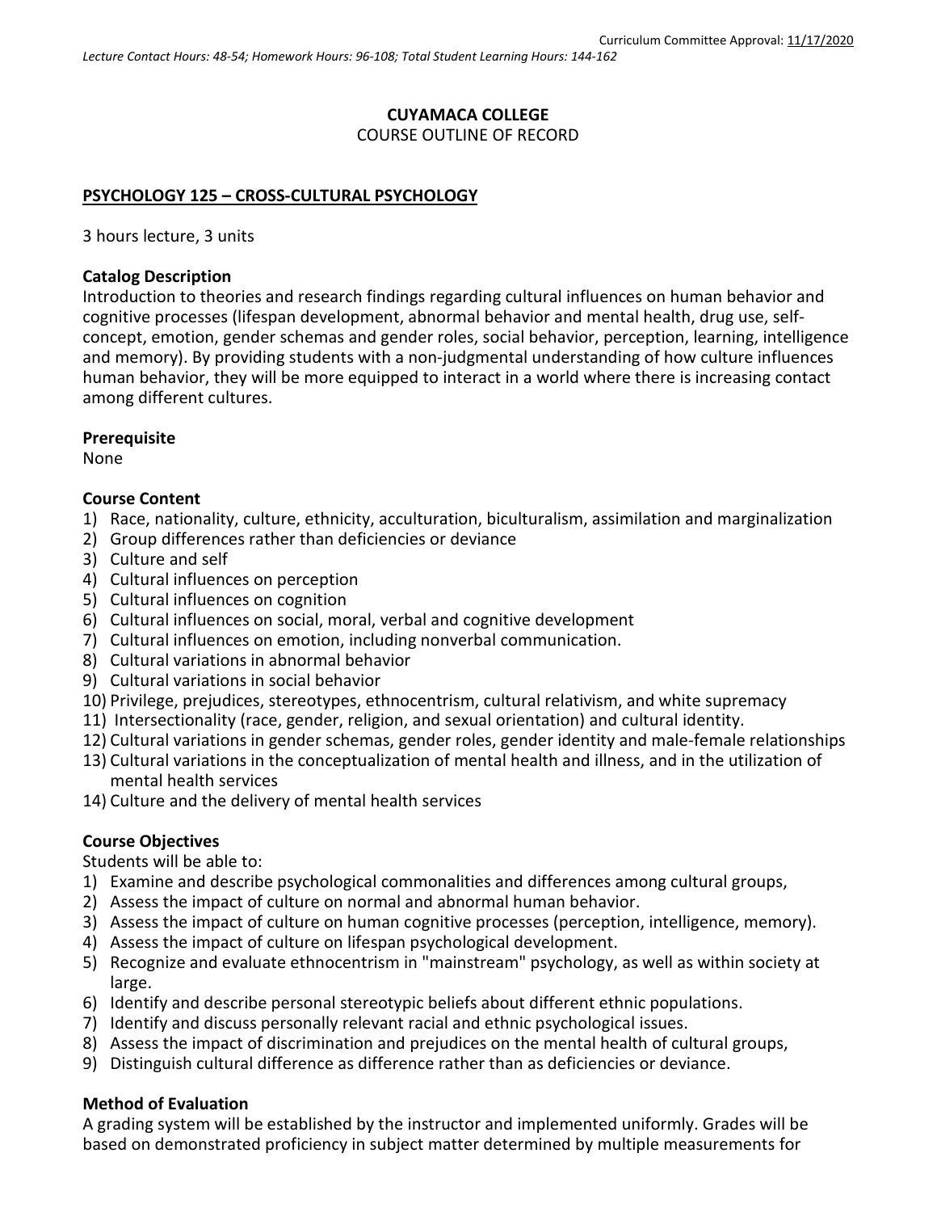Curriculum Committee Approval: 11/17/2020

*Lecture Contact Hours: 48-54; Homework Hours: 96-108; Total Student Learning Hours: 144-162*

**CUYAMACA COLLEGE**

COURSE OUTLINE OF RECORD

## PSYCHOLOGY 125 – CROSS-CULTURAL PSYCHOLOGY

3 hours lecture, 3 units

### Catalog Description

Introduction to theories and research findings regarding cultural influences on human behavior and cognitive processes (lifespan development, abnormal behavior and mental health, drug use, self-concept, emotion, gender schemas and gender roles, social behavior, perception, learning, intelligence and memory). By providing students with a non-judgmental understanding of how culture influences human behavior, they will be more equipped to interact in a world where there is increasing contact among different cultures.

### Prerequisite

None

### Course Content

1) Race, nationality, culture, ethnicity, acculturation, biculturalism, assimilation and marginalization
2) Group differences rather than deficiencies or deviance
3) Culture and self
4) Cultural influences on perception
5) Cultural influences on cognition
6) Cultural influences on social, moral, verbal and cognitive development
7) Cultural influences on emotion, including nonverbal communication.
8) Cultural variations in abnormal behavior
9) Cultural variations in social behavior
10) Privilege, prejudices, stereotypes, ethnocentrism, cultural relativism, and white supremacy
11) Intersectionality (race, gender, religion, and sexual orientation) and cultural identity.
12) Cultural variations in gender schemas, gender roles, gender identity and male-female relationships
13) Cultural variations in the conceptualization of mental health and illness, and in the utilization of mental health services
14) Culture and the delivery of mental health services

### Course Objectives

Students will be able to:

1) Examine and describe psychological commonalities and differences among cultural groups,
2) Assess the impact of culture on normal and abnormal human behavior.
3) Assess the impact of culture on human cognitive processes (perception, intelligence, memory).
4) Assess the impact of culture on lifespan psychological development.
5) Recognize and evaluate ethnocentrism in "mainstream" psychology, as well as within society at large.
6) Identify and describe personal stereotypic beliefs about different ethnic populations.
7) Identify and discuss personally relevant racial and ethnic psychological issues.
8) Assess the impact of discrimination and prejudices on the mental health of cultural groups,
9) Distinguish cultural difference as difference rather than as deficiencies or deviance.

### Method of Evaluation

A grading system will be established by the instructor and implemented uniformly. Grades will be based on demonstrated proficiency in subject matter determined by multiple measurements for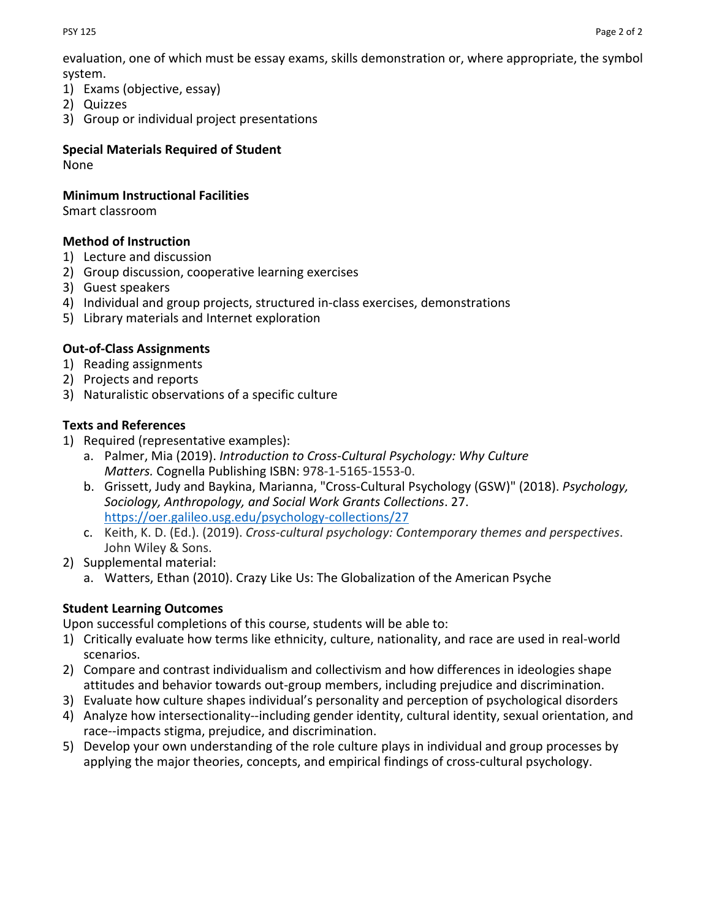evaluation, one of which must be essay exams, skills demonstration or, where appropriate, the symbol system.

1) Exams (objective, essay)
2) Quizzes
3) Group or individual project presentations

**Special Materials Required of Student**

None

**Minimum Instructional Facilities**

Smart classroom

**Method of Instruction**

1) Lecture and discussion
2) Group discussion, cooperative learning exercises
3) Guest speakers
4) Individual and group projects, structured in-class exercises, demonstrations
5) Library materials and Internet exploration

**Out-of-Class Assignments**

1) Reading assignments
2) Projects and reports
3) Naturalistic observations of a specific culture

**Texts and References**

1) Required (representative examples):
   a. Palmer, Mia (2019). *Introduction to Cross-Cultural Psychology: Why Culture Matters.* Cognella Publishing ISBN: 978-1-5165-1553-0.
   b. Grissett, Judy and Baykina, Marianna, "Cross-Cultural Psychology (GSW)" (2018). *Psychology, Sociology, Anthropology, and Social Work Grants Collections*. 27. https://oer.galileo.usg.edu/psychology-collections/27
   c. Keith, K. D. (Ed.). (2019). *Cross-cultural psychology: Contemporary themes and perspectives*. John Wiley & Sons.
2) Supplemental material:
   a. Watters, Ethan (2010). Crazy Like Us: The Globalization of the American Psyche

**Student Learning Outcomes**

Upon successful completions of this course, students will be able to:

1) Critically evaluate how terms like ethnicity, culture, nationality, and race are used in real-world scenarios.
2) Compare and contrast individualism and collectivism and how differences in ideologies shape attitudes and behavior towards out-group members, including prejudice and discrimination.
3) Evaluate how culture shapes individual's personality and perception of psychological disorders
4) Analyze how intersectionality--including gender identity, cultural identity, sexual orientation, and race--impacts stigma, prejudice, and discrimination.
5) Develop your own understanding of the role culture plays in individual and group processes by applying the major theories, concepts, and empirical findings of cross-cultural psychology.